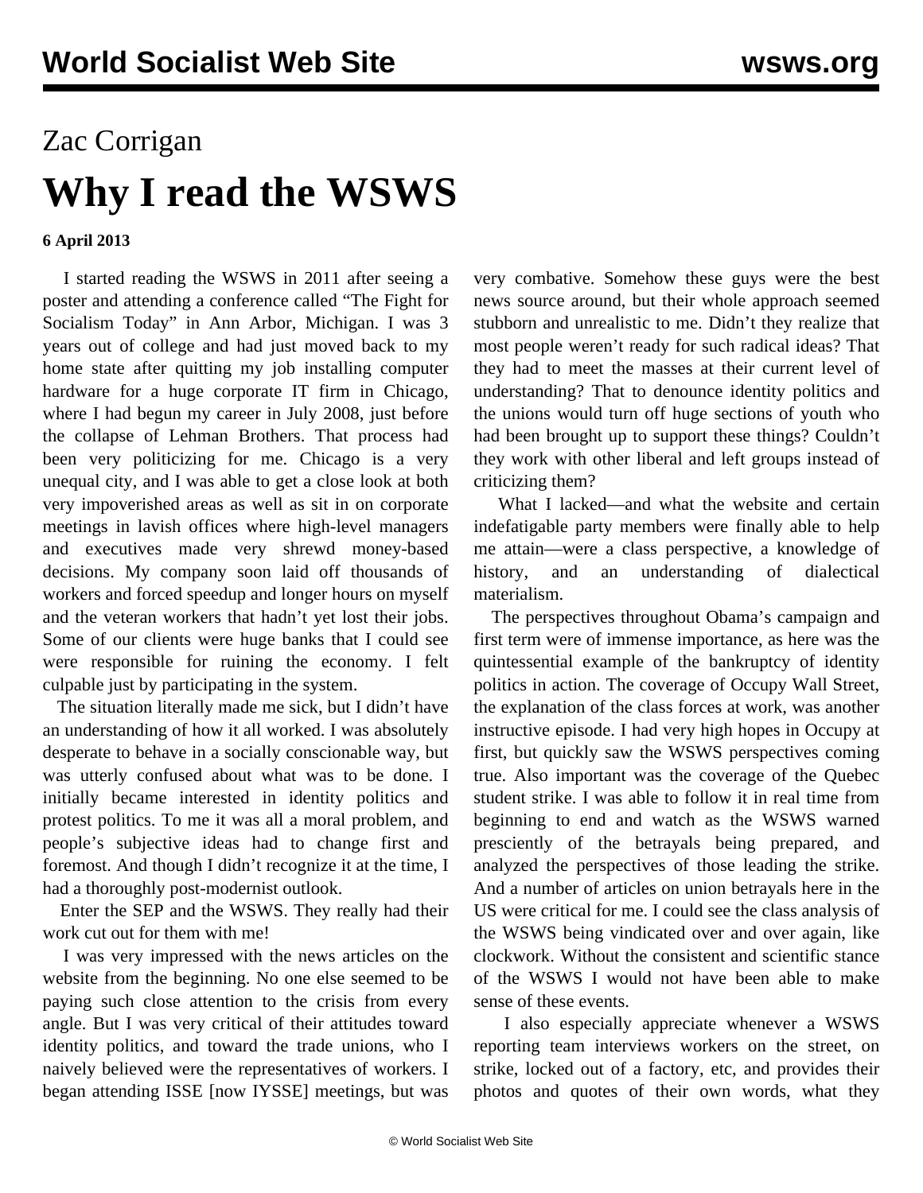Zac Corrigan

# Why I read the WSWS

**6 April 2013**

I started reading the WSWS in 2011 after seeing a poster and attending a conference called "The Fight for Socialism Today" in Ann Arbor, Michigan. I was 3 years out of college and had just moved back to my home state after quitting my job installing computer hardware for a huge corporate IT firm in Chicago, where I had begun my career in July 2008, just before the collapse of Lehman Brothers. That process had been very politicizing for me. Chicago is a very unequal city, and I was able to get a close look at both very impoverished areas as well as sit in on corporate meetings in lavish offices where high-level managers and executives made very shrewd money-based decisions. My company soon laid off thousands of workers and forced speedup and longer hours on myself and the veteran workers that hadn't yet lost their jobs. Some of our clients were huge banks that I could see were responsible for ruining the economy. I felt culpable just by participating in the system.

The situation literally made me sick, but I didn't have an understanding of how it all worked. I was absolutely desperate to behave in a socially conscionable way, but was utterly confused about what was to be done. I initially became interested in identity politics and protest politics. To me it was all a moral problem, and people's subjective ideas had to change first and foremost. And though I didn't recognize it at the time, I had a thoroughly post-modernist outlook.

Enter the SEP and the WSWS. They really had their work cut out for them with me!

I was very impressed with the news articles on the website from the beginning. No one else seemed to be paying such close attention to the crisis from every angle. But I was very critical of their attitudes toward identity politics, and toward the trade unions, who I naively believed were the representatives of workers. I began attending ISSE [now IYSSE] meetings, but was very combative. Somehow these guys were the best news source around, but their whole approach seemed stubborn and unrealistic to me. Didn't they realize that most people weren't ready for such radical ideas? That they had to meet the masses at their current level of understanding? That to denounce identity politics and the unions would turn off huge sections of youth who had been brought up to support these things? Couldn't they work with other liberal and left groups instead of criticizing them?

What I lacked—and what the website and certain indefatigable party members were finally able to help me attain—were a class perspective, a knowledge of history, and an understanding of dialectical materialism.

The perspectives throughout Obama's campaign and first term were of immense importance, as here was the quintessential example of the bankruptcy of identity politics in action. The coverage of Occupy Wall Street, the explanation of the class forces at work, was another instructive episode. I had very high hopes in Occupy at first, but quickly saw the WSWS perspectives coming true. Also important was the coverage of the Quebec student strike. I was able to follow it in real time from beginning to end and watch as the WSWS warned presciently of the betrayals being prepared, and analyzed the perspectives of those leading the strike. And a number of articles on union betrayals here in the US were critical for me. I could see the class analysis of the WSWS being vindicated over and over again, like clockwork. Without the consistent and scientific stance of the WSWS I would not have been able to make sense of these events.

I also especially appreciate whenever a WSWS reporting team interviews workers on the street, on strike, locked out of a factory, etc, and provides their photos and quotes of their own words, what they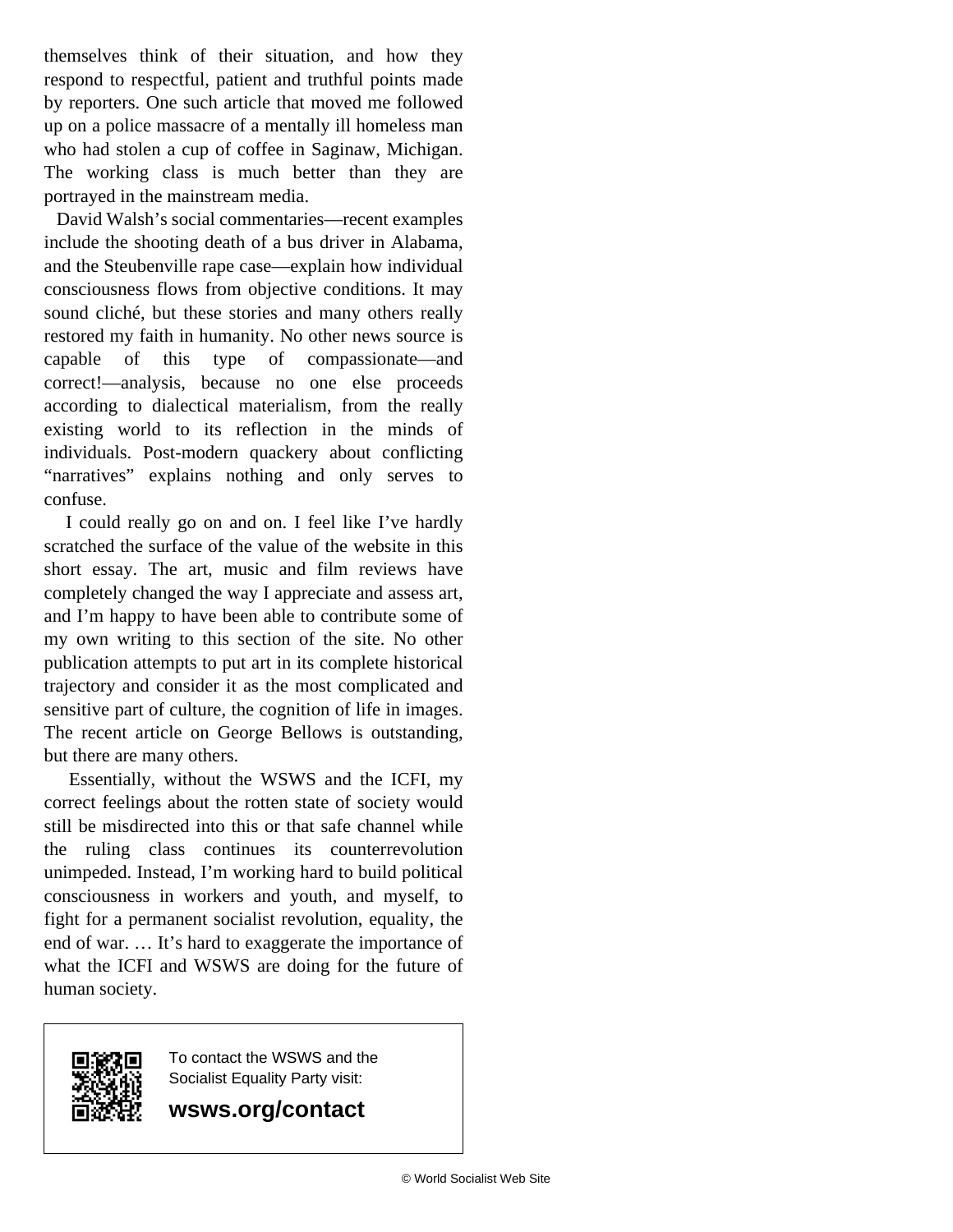themselves think of their situation, and how they respond to respectful, patient and truthful points made by reporters. One such article that moved me followed up on a police massacre of a mentally ill homeless man who had stolen a cup of coffee in Saginaw, Michigan. The working class is much better than they are portrayed in the mainstream media.

David Walsh's social commentaries—recent examples include the shooting death of a bus driver in Alabama, and the Steubenville rape case—explain how individual consciousness flows from objective conditions. It may sound cliché, but these stories and many others really restored my faith in humanity. No other news source is capable of this type of compassionate—and correct!—analysis, because no one else proceeds according to dialectical materialism, from the really existing world to its reflection in the minds of individuals. Post-modern quackery about conflicting "narratives" explains nothing and only serves to confuse.

I could really go on and on. I feel like I've hardly scratched the surface of the value of the website in this short essay. The art, music and film reviews have completely changed the way I appreciate and assess art, and I'm happy to have been able to contribute some of my own writing to this section of the site. No other publication attempts to put art in its complete historical trajectory and consider it as the most complicated and sensitive part of culture, the cognition of life in images. The recent article on George Bellows is outstanding, but there are many others.

Essentially, without the WSWS and the ICFI, my correct feelings about the rotten state of society would still be misdirected into this or that safe channel while the ruling class continues its counterrevolution unimpeded. Instead, I'm working hard to build political consciousness in workers and youth, and myself, to fight for a permanent socialist revolution, equality, the end of war. … It's hard to exaggerate the importance of what the ICFI and WSWS are doing for the future of human society.

To contact the WSWS and the Socialist Equality Party visit:

**wsws.org/contact**